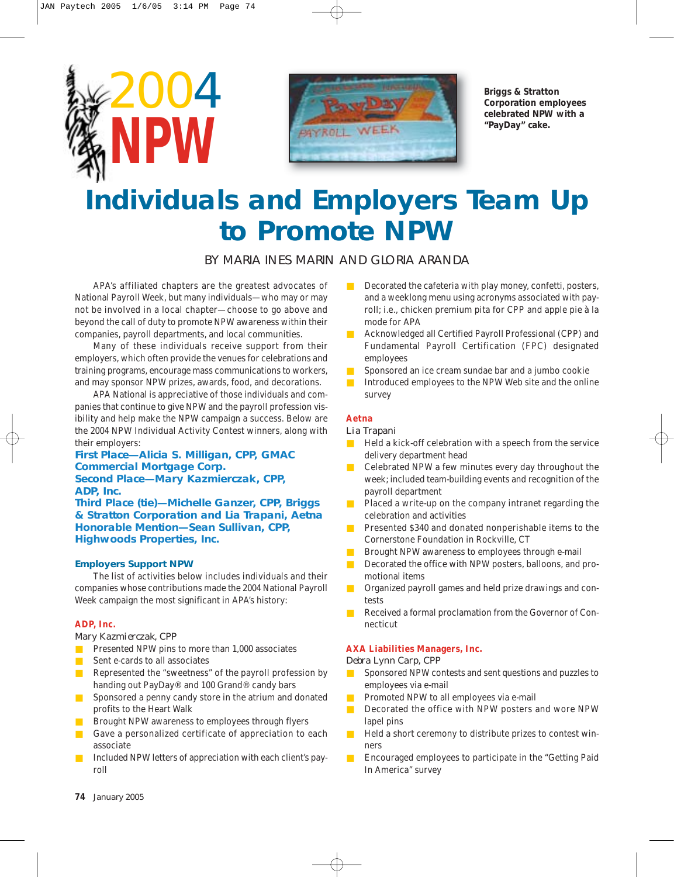# 2004 NPW

Briggs & Stratton Corporation employees celebrated NPW with a "PayDay" cake.

# Individuals and Employers Team Up to Promote NPW

BY MARIA INES MARIN AND GLORIA ARANDA

APA's affiliated chapters are the greatest advocates of National Payroll Week, but many individuals—who may or may not be involved in a local chapter—choose to go above and beyond the call of duty to promote NPW awareness within their companies, payroll departments, and local communities.

Many of these individuals receive support from their employers, which often provide the venues for celebrations and training programs, encourage mass communications to workers, and may sponsor NPW prizes, awards, food, and decorations.

APA National is appreciative of those individuals and companies that continue to give NPW and the payroll profession visibility and help make the NPW campaign a success. Below are the 2004 NPW Individual Activity Contest winners, along with their employers:

**First Place—Alicia S. Milligan, CPP, GMAC Commercial Mortgage Corp.**
**Second Place—Mary Kazmierczak, CPP, ADP, Inc.**
**Third Place (tie)—Michelle Ganzer, CPP, Briggs & Stratton Corporation and Lia Trapani, Aetna**
**Honorable Mention—Sean Sullivan, CPP, Highwoods Properties, Inc.**

### Employers Support NPW

The list of activities below includes individuals and their companies whose contributions made the 2004 National Payroll Week campaign the most significant in APA's history:

**ADP, Inc.**

Mary Kazmierczak, CPP

- Presented NPW pins to more than 1,000 associates
- Sent e-cards to all associates
- Represented the "sweetness" of the payroll profession by handing out PayDay® and 100 Grand® candy bars
- Sponsored a penny candy store in the atrium and donated profits to the Heart Walk
- Brought NPW awareness to employees through flyers
- Gave a personalized certificate of appreciation to each associate
- Included NPW letters of appreciation with each client's payroll
- Decorated the cafeteria with play money, confetti, posters, and a weeklong menu using acronyms associated with payroll; i.e., chicken premium pita for CPP and apple pie à la mode for APA
- Acknowledged all Certified Payroll Professional (CPP) and Fundamental Payroll Certification (FPC) designated employees
- Sponsored an ice cream sundae bar and a jumbo cookie
- Introduced employees to the NPW Web site and the online survey

**Aetna**

Lia Trapani

- Held a kick-off celebration with a speech from the service delivery department head
- Celebrated NPW a few minutes every day throughout the week; included team-building events and recognition of the payroll department
- Placed a write-up on the company intranet regarding the celebration and activities
- Presented $340 and donated nonperishable items to the Cornerstone Foundation in Rockville, CT
- Brought NPW awareness to employees through e-mail
- Decorated the office with NPW posters, balloons, and promotional items
- Organized payroll games and held prize drawings and contests
- Received a formal proclamation from the Governor of Connecticut

**AXA Liabilities Managers, Inc.**

Debra Lynn Carp, CPP

- Sponsored NPW contests and sent questions and puzzles to employees via e-mail
- Promoted NPW to all employees via e-mail
- Decorated the office with NPW posters and wore NPW lapel pins
- Held a short ceremony to distribute prizes to contest winners
- Encouraged employees to participate in the "Getting Paid In America" survey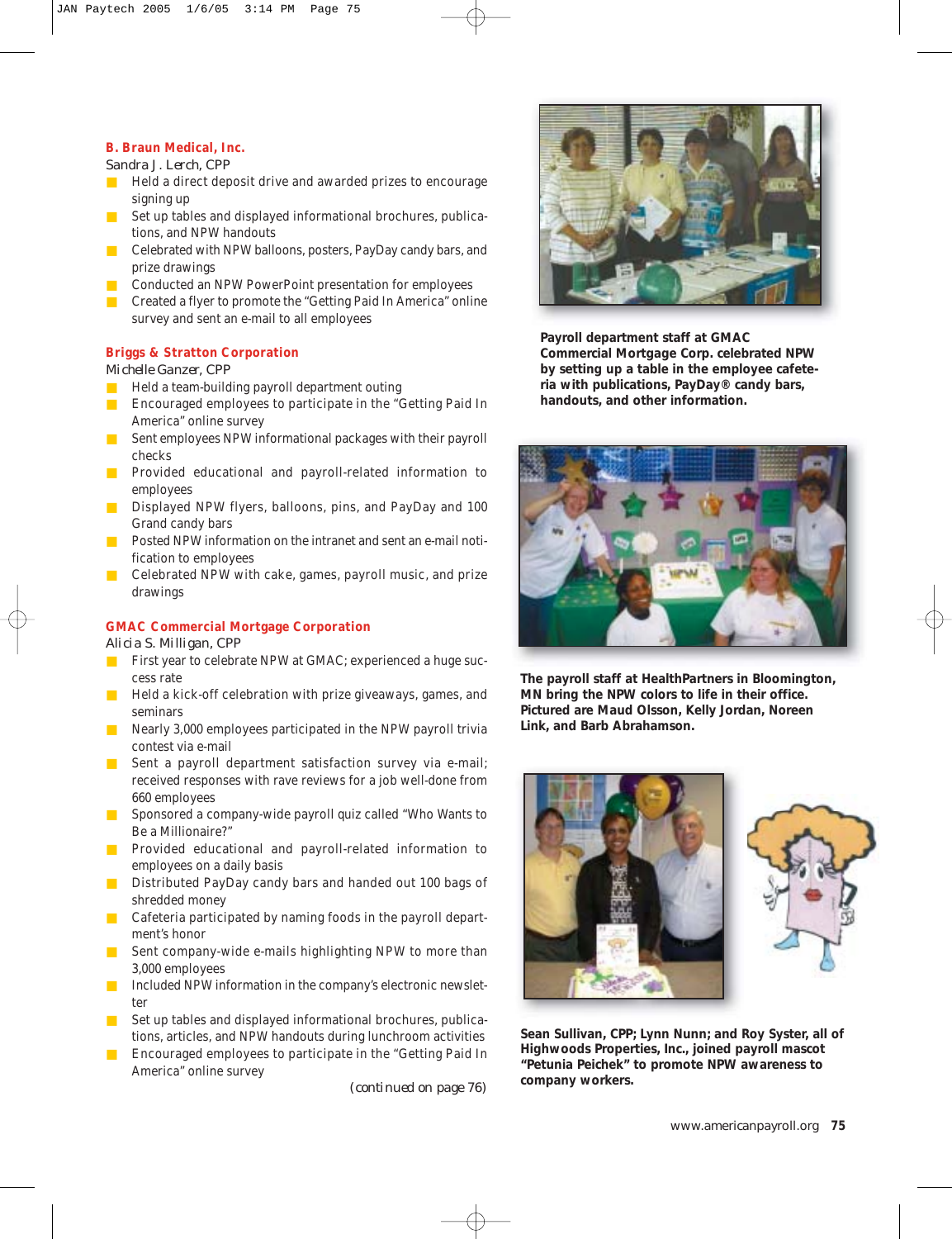### B. Braun Medical, Inc.

Sandra J. Lerch, CPP

- Held a direct deposit drive and awarded prizes to encourage signing up
- Set up tables and displayed informational brochures, publications, and NPW handouts
- Celebrated with NPW balloons, posters, PayDay candy bars, and prize drawings
- Conducted an NPW PowerPoint presentation for employees
- Created a flyer to promote the "Getting Paid In America" online survey and sent an e-mail to all employees

### Briggs & Stratton Corporation

Michelle Ganzer, CPP

- Held a team-building payroll department outing
- Encouraged employees to participate in the "Getting Paid In America" online survey
- Sent employees NPW informational packages with their payroll checks
- Provided educational and payroll-related information to employees
- Displayed NPW flyers, balloons, pins, and PayDay and 100 Grand candy bars
- Posted NPW information on the intranet and sent an e-mail notification to employees
- Celebrated NPW with cake, games, payroll music, and prize drawings

### GMAC Commercial Mortgage Corporation

Alicia S. Milligan, CPP

- First year to celebrate NPW at GMAC; experienced a huge success rate
- Held a kick-off celebration with prize giveaways, games, and seminars
- Nearly 3,000 employees participated in the NPW payroll trivia contest via e-mail
- Sent a payroll department satisfaction survey via e-mail; received responses with rave reviews for a job well-done from 660 employees
- Sponsored a company-wide payroll quiz called "Who Wants to Be a Millionaire?"
- Provided educational and payroll-related information to employees on a daily basis
- Distributed PayDay candy bars and handed out 100 bags of shredded money
- Cafeteria participated by naming foods in the payroll department's honor
- Sent company-wide e-mails highlighting NPW to more than 3,000 employees
- Included NPW information in the company's electronic newsletter
- Set up tables and displayed informational brochures, publications, articles, and NPW handouts during lunchroom activities
- Encouraged employees to participate in the "Getting Paid In America" online survey

*(continued on page 76)*

**Payroll department staff at GMAC Commercial Mortgage Corp. celebrated NPW by setting up a table in the employee cafeteria with publications, PayDay® candy bars, handouts, and other information.**

**The payroll staff at HealthPartners in Bloomington, MN bring the NPW colors to life in their office. Pictured are Maud Olsson, Kelly Jordan, Noreen Link, and Barb Abrahamson.**

**Sean Sullivan, CPP; Lynn Nunn; and Roy Syster, all of Highwoods Properties, Inc., joined payroll mascot "Petunia Peichek" to promote NPW awareness to company workers.**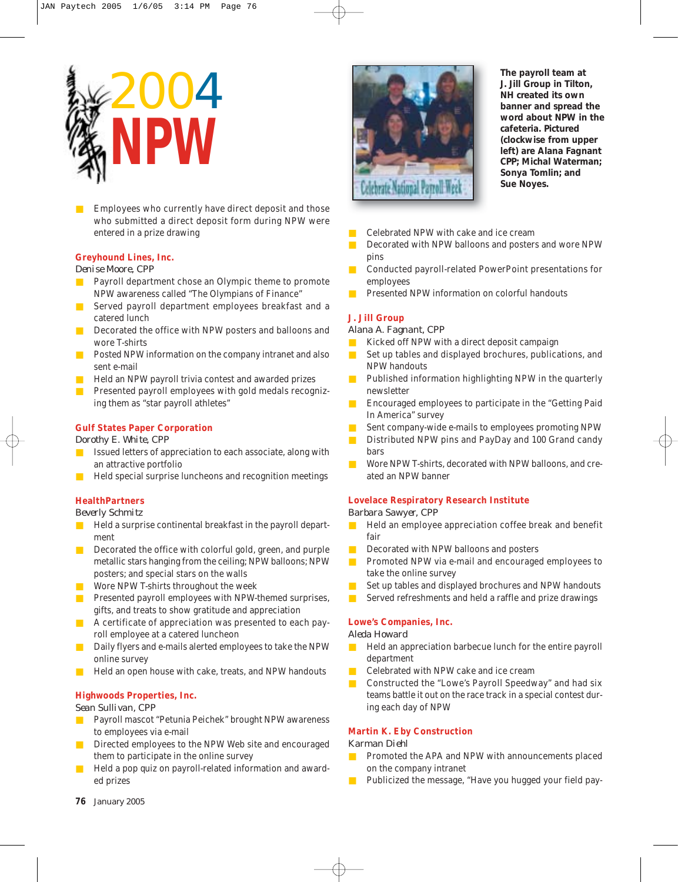# 2004 NPW

- Employees who currently have direct deposit and those who submitted a direct deposit form during NPW were entered in a prize drawing

### Greyhound Lines, Inc.

Denise Moore, CPP

- Payroll department chose an Olympic theme to promote NPW awareness called "The Olympians of Finance"
- Served payroll department employees breakfast and a catered lunch
- Decorated the office with NPW posters and balloons and wore T-shirts
- Posted NPW information on the company intranet and also sent e-mail
- Held an NPW payroll trivia contest and awarded prizes
- Presented payroll employees with gold medals recognizing them as "star payroll athletes"

### Gulf States Paper Corporation

Dorothy E. White, CPP

- Issued letters of appreciation to each associate, along with an attractive portfolio
- Held special surprise luncheons and recognition meetings

### HealthPartners

Beverly Schmitz

- Held a surprise continental breakfast in the payroll department
- Decorated the office with colorful gold, green, and purple metallic stars hanging from the ceiling; NPW balloons; NPW posters; and special stars on the walls
- Wore NPW T-shirts throughout the week
- Presented payroll employees with NPW-themed surprises, gifts, and treats to show gratitude and appreciation
- A certificate of appreciation was presented to each payroll employee at a catered luncheon
- Daily flyers and e-mails alerted employees to take the NPW online survey
- Held an open house with cake, treats, and NPW handouts

### Highwoods Properties, Inc.

Sean Sullivan, CPP

- Payroll mascot "Petunia Peichek" brought NPW awareness to employees via e-mail
- Directed employees to the NPW Web site and encouraged them to participate in the online survey
- Held a pop quiz on payroll-related information and awarded prizes

**The payroll team at J. Jill Group in Tilton, NH created its own banner and spread the word about NPW in the cafeteria. Pictured (clockwise from upper left) are Alana Fagnant CPP; Michal Waterman; Sonya Tomlin; and Sue Noyes.**

- Celebrated NPW with cake and ice cream
- Decorated with NPW balloons and posters and wore NPW pins
- Conducted payroll-related PowerPoint presentations for employees
- Presented NPW information on colorful handouts

### J. Jill Group

Alana A. Fagnant, CPP

- Kicked off NPW with a direct deposit campaign
- Set up tables and displayed brochures, publications, and NPW handouts
- Published information highlighting NPW in the quarterly newsletter
- Encouraged employees to participate in the "Getting Paid In America" survey
- Sent company-wide e-mails to employees promoting NPW
- Distributed NPW pins and PayDay and 100 Grand candy bars
- Wore NPW T-shirts, decorated with NPW balloons, and created an NPW banner

### Lovelace Respiratory Research Institute

Barbara Sawyer, CPP

- Held an employee appreciation coffee break and benefit fair
- Decorated with NPW balloons and posters
- Promoted NPW via e-mail and encouraged employees to take the online survey
- Set up tables and displayed brochures and NPW handouts
- Served refreshments and held a raffle and prize drawings

### Lowe's Companies, Inc.

Aleda Howard

- Held an appreciation barbecue lunch for the entire payroll department
- Celebrated with NPW cake and ice cream
- Constructed the "Lowe's Payroll Speedway" and had six teams battle it out on the race track in a special contest during each day of NPW

### Martin K. Eby Construction

Karman Diehl

- Promoted the APA and NPW with announcements placed on the company intranet
- Publicized the message, "Have you hugged your field pay-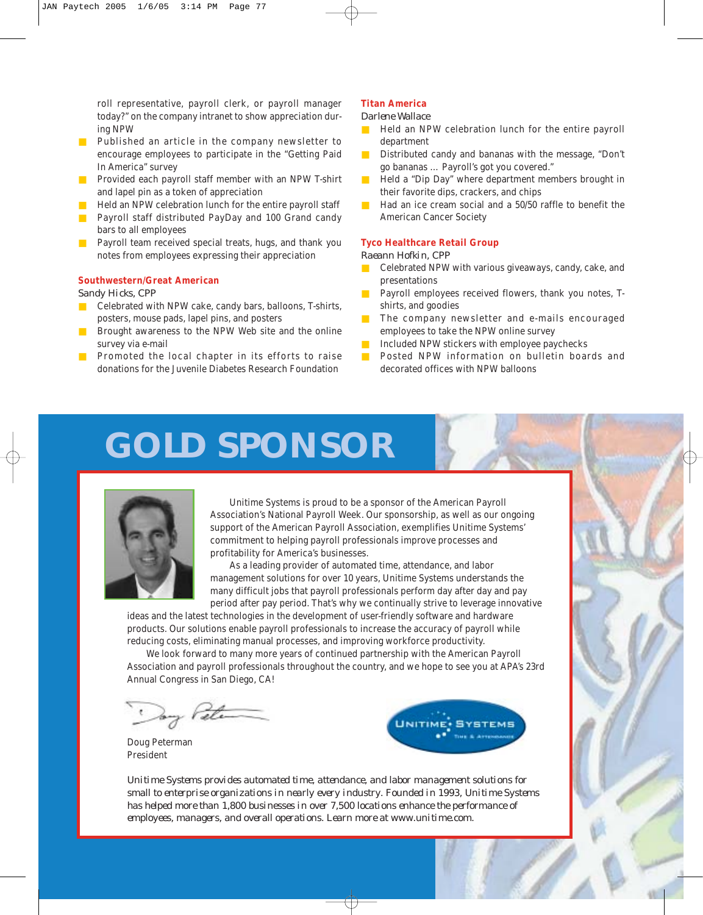roll representative, payroll clerk, or payroll manager today?" on the company intranet to show appreciation during NPW

- Published an article in the company newsletter to encourage employees to participate in the "Getting Paid In America" survey
- Provided each payroll staff member with an NPW T-shirt and lapel pin as a token of appreciation
- Held an NPW celebration lunch for the entire payroll staff
- Payroll staff distributed PayDay and 100 Grand candy bars to all employees
- Payroll team received special treats, hugs, and thank you notes from employees expressing their appreciation

### Southwestern/Great American

Sandy Hicks, CPP

- Celebrated with NPW cake, candy bars, balloons, T-shirts, posters, mouse pads, lapel pins, and posters
- Brought awareness to the NPW Web site and the online survey via e-mail
- Promoted the local chapter in its efforts to raise donations for the Juvenile Diabetes Research Foundation

### Titan America

Darlene Wallace

- Held an NPW celebration lunch for the entire payroll department
- Distributed candy and bananas with the message, "Don't go bananas ... Payroll's got you covered."
- Held a "Dip Day" where department members brought in their favorite dips, crackers, and chips
- Had an ice cream social and a 50/50 raffle to benefit the American Cancer Society

### Tyco Healthcare Retail Group

Raeann Hofkin, CPP

- Celebrated NPW with various giveaways, candy, cake, and presentations
- Payroll employees received flowers, thank you notes, T-shirts, and goodies
- The company newsletter and e-mails encouraged employees to take the NPW online survey
- Included NPW stickers with employee paychecks
- Posted NPW information on bulletin boards and decorated offices with NPW balloons

# GOLD SPONSOR

Unitime Systems is proud to be a sponsor of the American Payroll Association's National Payroll Week. Our sponsorship, as well as our ongoing support of the American Payroll Association, exemplifies Unitime Systems' commitment to helping payroll professionals improve processes and profitability for America's businesses.

As a leading provider of automated time, attendance, and labor management solutions for over 10 years, Unitime Systems understands the many difficult jobs that payroll professionals perform day after day and pay period after pay period. That's why we continually strive to leverage innovative ideas and the latest technologies in the development of user-friendly software and hardware products. Our solutions enable payroll professionals to increase the accuracy of payroll while reducing costs, eliminating manual processes, and improving workforce productivity.

We look forward to many more years of continued partnership with the American Payroll Association and payroll professionals throughout the country, and we hope to see you at APA's 23rd Annual Congress in San Diego, CA!

Doug Peterman
President

UNITIME SYSTEMS
TIME & ATTENDANCE

Unitime Systems provides automated time, attendance, and labor management solutions for small to enterprise organizations in nearly every industry. Founded in 1993, Unitime Systems has helped more than 1,800 businesses in over 7,500 locations enhance the performance of employees, managers, and overall operations. Learn more at www.unitime.com.